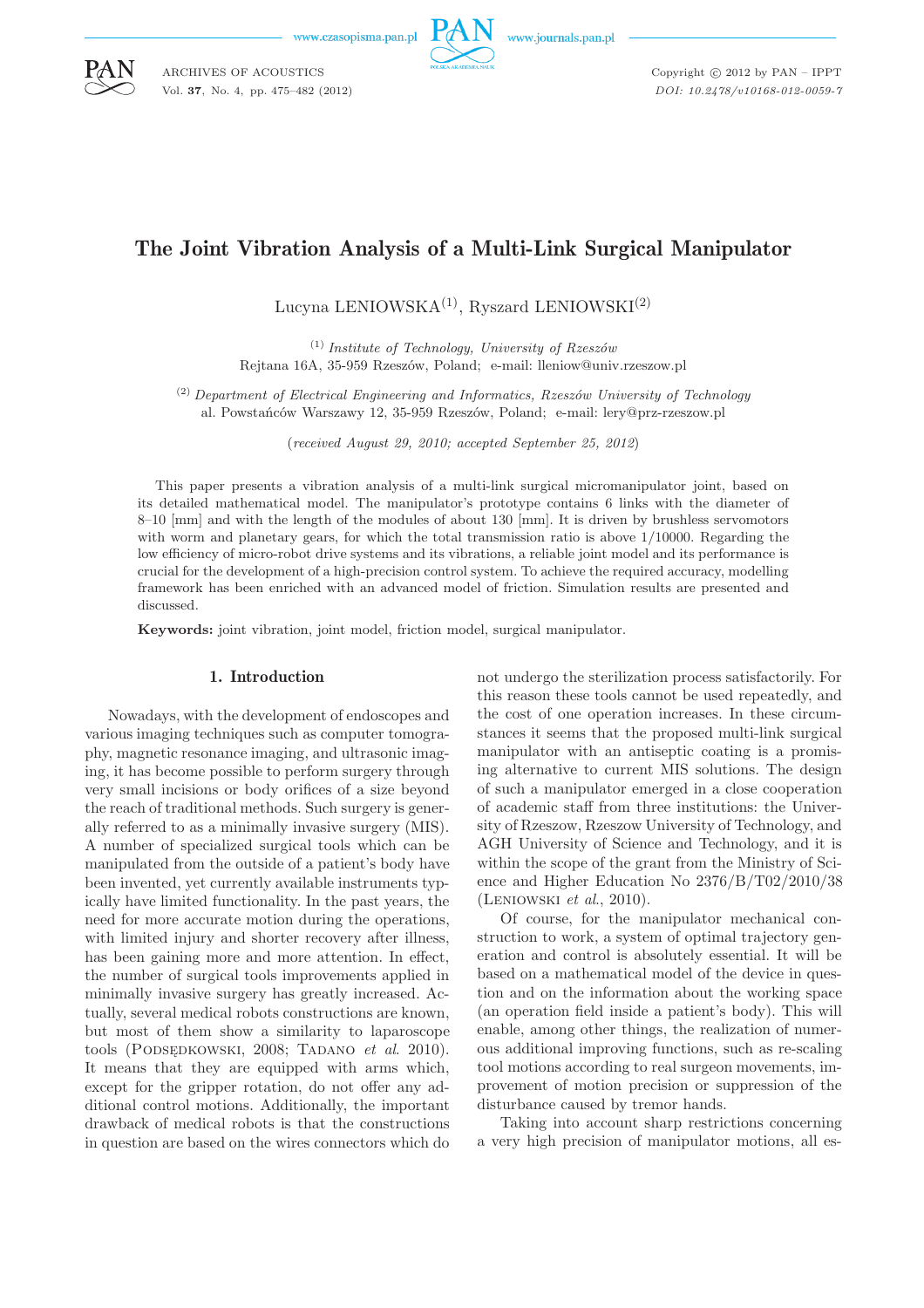# The Joint Vibration Analysis of a Multi-Link Surgical Manipulator

Lucyna LENIOWSKA[(1)], Ryszard LENIOWSKI[(2)]

[(1)] *Institute of Technology, University of Rzeszów*
Rejtana 16A, 35-959 Rzeszów, Poland; e-mail: lleniow@univ.rzeszow.pl

[(2)] *Department of Electrical Engineering and Informatics, Rzeszów University of Technology*
al. Powstańców Warszawy 12, 35-959 Rzeszów, Poland; e-mail: lery@prz-rzeszow.pl

(*received August 29, 2010; accepted September 25, 2012*)

This paper presents a vibration analysis of a multi-link surgical micromanipulator joint, based on its detailed mathematical model. The manipulator's prototype contains 6 links with the diameter of 8–10 [mm] and with the length of the modules of about 130 [mm]. It is driven by brushless servomotors with worm and planetary gears, for which the total transmission ratio is above 1/10000. Regarding the low efficiency of micro-robot drive systems and its vibrations, a reliable joint model and its performance is crucial for the development of a high-precision control system. To achieve the required accuracy, modelling framework has been enriched with an advanced model of friction. Simulation results are presented and discussed.

**Keywords:** joint vibration, joint model, friction model, surgical manipulator.

## 1. Introduction

Nowadays, with the development of endoscopes and various imaging techniques such as computer tomography, magnetic resonance imaging, and ultrasonic imaging, it has become possible to perform surgery through very small incisions or body orifices of a size beyond the reach of traditional methods. Such surgery is generally referred to as a minimally invasive surgery (MIS). A number of specialized surgical tools which can be manipulated from the outside of a patient's body have been invented, yet currently available instruments typically have limited functionality. In the past years, the need for more accurate motion during the operations, with limited injury and shorter recovery after illness, has been gaining more and more attention. In effect, the number of surgical tools improvements applied in minimally invasive surgery has greatly increased. Actually, several medical robots constructions are known, but most of them show a similarity to laparoscope tools (Podsędkowski, 2008; Tadano *et al.* 2010). It means that they are equipped with arms which, except for the gripper rotation, do not offer any additional control motions. Additionally, the important drawback of medical robots is that the constructions in question are based on the wires connectors which do not undergo the sterilization process satisfactorily. For this reason these tools cannot be used repeatedly, and the cost of one operation increases. In these circumstances it seems that the proposed multi-link surgical manipulator with an antiseptic coating is a promising alternative to current MIS solutions. The design of such a manipulator emerged in a close cooperation of academic staff from three institutions: the University of Rzeszow, Rzeszow University of Technology, and AGH University of Science and Technology, and it is within the scope of the grant from the Ministry of Science and Higher Education No 2376/B/T02/2010/38 (Leniowski *et al.*, 2010).

Of course, for the manipulator mechanical construction to work, a system of optimal trajectory generation and control is absolutely essential. It will be based on a mathematical model of the device in question and on the information about the working space (an operation field inside a patient's body). This will enable, among other things, the realization of numerous additional improving functions, such as re-scaling tool motions according to real surgeon movements, improvement of motion precision or suppression of the disturbance caused by tremor hands.

Taking into account sharp restrictions concerning a very high precision of manipulator motions, all es-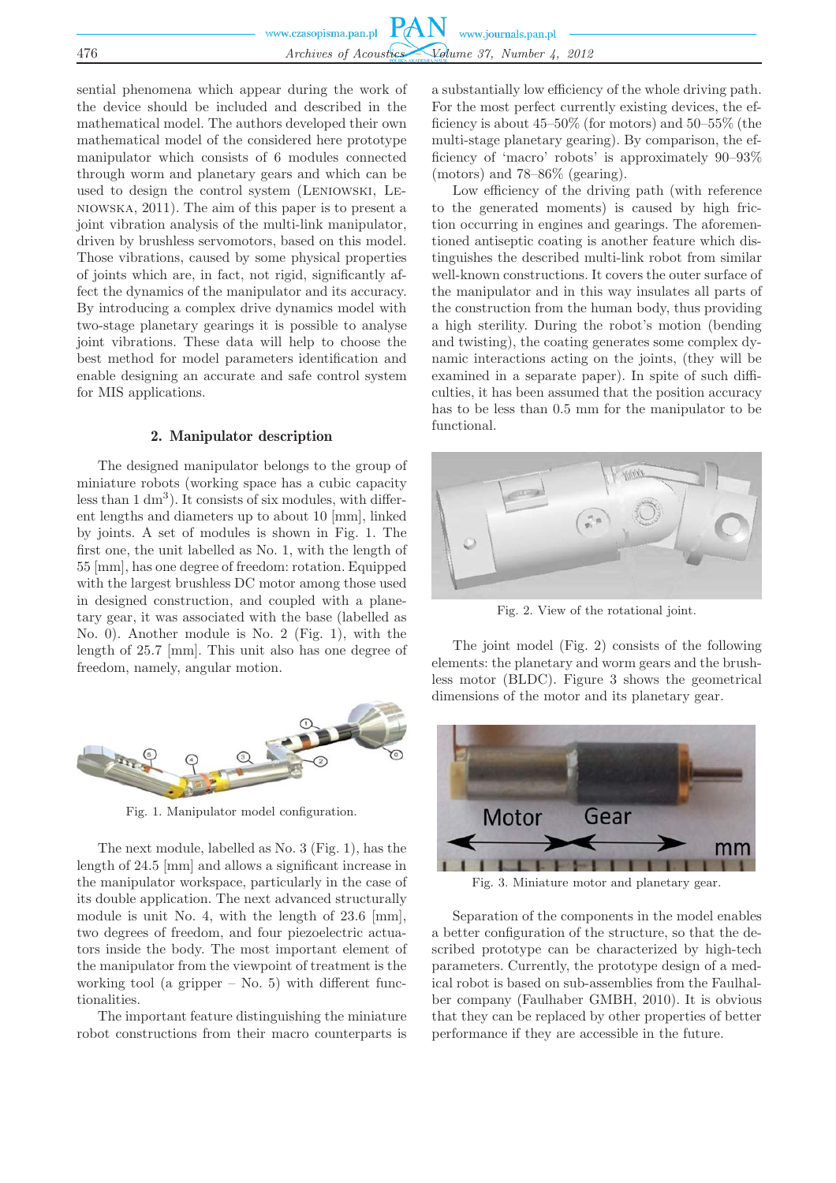sential phenomena which appear during the work of the device should be included and described in the mathematical model. The authors developed their own mathematical model of the considered here prototype manipulator which consists of 6 modules connected through worm and planetary gears and which can be used to design the control system (Leniowski, Leniowska, 2011). The aim of this paper is to present a joint vibration analysis of the multi-link manipulator, driven by brushless servomotors, based on this model. Those vibrations, caused by some physical properties of joints which are, in fact, not rigid, significantly affect the dynamics of the manipulator and its accuracy. By introducing a complex drive dynamics model with two-stage planetary gearings it is possible to analyse joint vibrations. These data will help to choose the best method for model parameters identification and enable designing an accurate and safe control system for MIS applications.

## 2. Manipulator description

The designed manipulator belongs to the group of miniature robots (working space has a cubic capacity less than 1 dm$^3$). It consists of six modules, with different lengths and diameters up to about 10 [mm], linked by joints. A set of modules is shown in Fig. 1. The first one, the unit labelled as No. 1, with the length of 55 [mm], has one degree of freedom: rotation. Equipped with the largest brushless DC motor among those used in designed construction, and coupled with a planetary gear, it was associated with the base (labelled as No. 0). Another module is No. 2 (Fig. 1), with the length of 25.7 [mm]. This unit also has one degree of freedom, namely, angular motion.

Fig. 1. Manipulator model configuration.

The next module, labelled as No. 3 (Fig. 1), has the length of 24.5 [mm] and allows a significant increase in the manipulator workspace, particularly in the case of its double application. The next advanced structurally module is unit No. 4, with the length of 23.6 [mm], two degrees of freedom, and four piezoelectric actuators inside the body. The most important element of the manipulator from the viewpoint of treatment is the working tool (a gripper – No. 5) with different functionalities.

The important feature distinguishing the miniature robot constructions from their macro counterparts is a substantially low efficiency of the whole driving path. For the most perfect currently existing devices, the efficiency is about 45–50% (for motors) and 50–55% (the multi-stage planetary gearing). By comparison, the efficiency of 'macro' robots' is approximately 90–93% (motors) and 78–86% (gearing).

Low efficiency of the driving path (with reference to the generated moments) is caused by high friction occurring in engines and gearings. The aforementioned antiseptic coating is another feature which distinguishes the described multi-link robot from similar well-known constructions. It covers the outer surface of the manipulator and in this way insulates all parts of the construction from the human body, thus providing a high sterility. During the robot's motion (bending and twisting), the coating generates some complex dynamic interactions acting on the joints, (they will be examined in a separate paper). In spite of such difficulties, it has been assumed that the position accuracy has to be less than 0.5 mm for the manipulator to be functional.

Fig. 2. View of the rotational joint.

The joint model (Fig. 2) consists of the following elements: the planetary and worm gears and the brushless motor (BLDC). Figure 3 shows the geometrical dimensions of the motor and its planetary gear.

Fig. 3. Miniature motor and planetary gear.

Separation of the components in the model enables a better configuration of the structure, so that the described prototype can be characterized by high-tech parameters. Currently, the prototype design of a medical robot is based on sub-assemblies from the Faulhaber company (Faulhaber GMBH, 2010). It is obvious that they can be replaced by other properties of better performance if they are accessible in the future.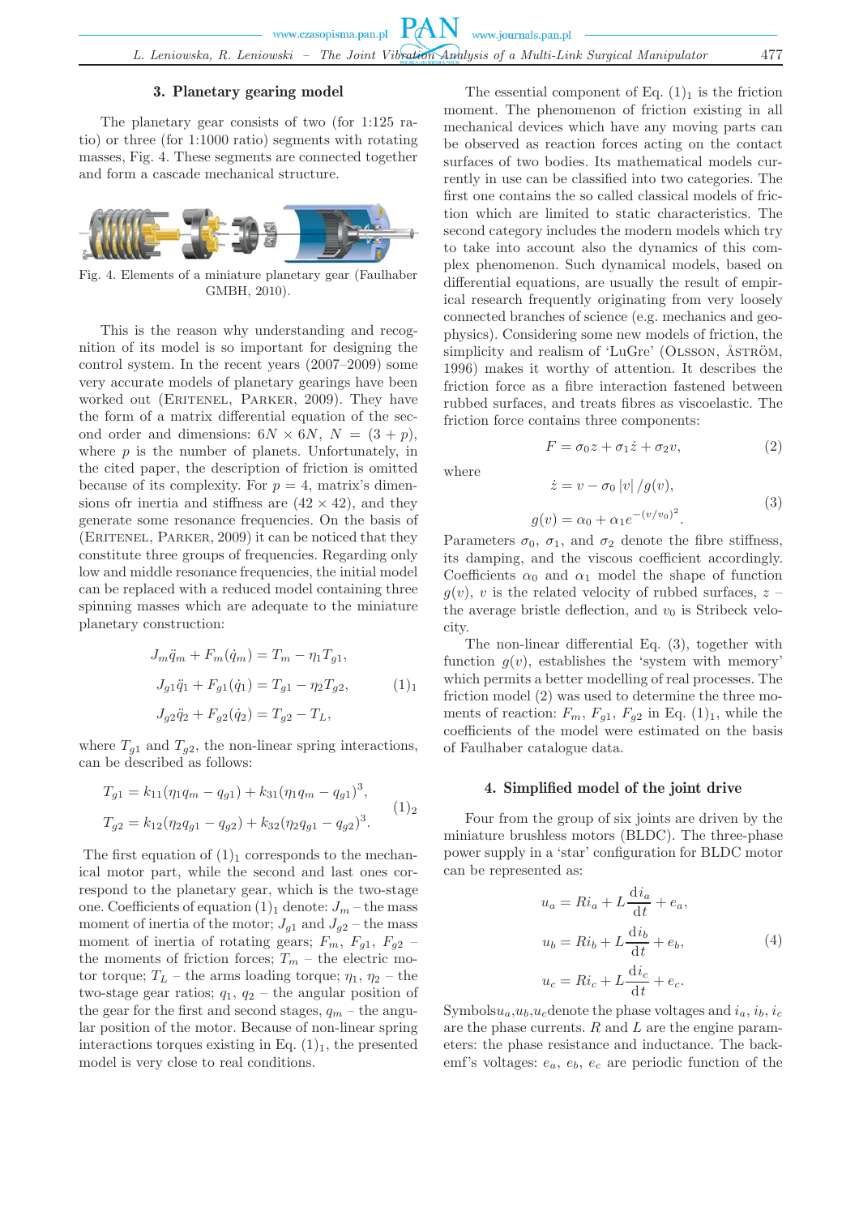### 3. Planetary gearing model

The planetary gear consists of two (for 1:125 ratio) or three (for 1:1000 ratio) segments with rotating masses, Fig. 4. These segments are connected together and form a cascade mechanical structure.

Fig. 4. Elements of a miniature planetary gear (Faulhaber GMBH, 2010).

This is the reason why understanding and recognition of its model is so important for designing the control system. In the recent years (2007–2009) some very accurate models of planetary gearings have been worked out (Eritenel, Parker, 2009). They have the form of a matrix differential equation of the second order and dimensions: $6N \times 6N$, $N = (3 + p)$, where $p$ is the number of planets. Unfortunately, in the cited paper, the description of friction is omitted because of its complexity. For $p = 4$, matrix's dimensions ofr inertia and stiffness are $(42 \times 42)$, and they generate some resonance frequencies. On the basis of (Eritenel, Parker, 2009) it can be noticed that they constitute three groups of frequencies. Regarding only low and middle resonance frequencies, the initial model can be replaced with a reduced model containing three spinning masses which are adequate to the miniature planetary construction:

$$
\begin{aligned}
J_m \ddot{q}_m + F_m(\dot{q}_m) &= T_m - \eta_1 T_{g1}, \\
J_{g1} \ddot{q}_1 + F_{g1}(\dot{q}_1) &= T_{g1} - \eta_2 T_{g2}, \\
J_{g2} \ddot{q}_2 + F_{g2}(\dot{q}_2) &= T_{g2} - T_L,
\end{aligned}
\tag{1$_1$}
$$

where $T_{g1}$ and $T_{g2}$, the non-linear spring interactions, can be described as follows:

$$
\begin{aligned}
T_{g1} &= k_{11}(\eta_1 q_m - q_{g1}) + k_{31}(\eta_1 q_m - q_{g1})^3, \\
T_{g2} &= k_{12}(\eta_2 q_{g1} - q_{g2}) + k_{32}(\eta_2 q_{g1} - q_{g2})^3.
\end{aligned}
\tag{1$_2$}
$$

The first equation of $(1)_1$ corresponds to the mechanical motor part, while the second and last ones correspond to the planetary gear, which is the two-stage one. Coefficients of equation $(1)_1$ denote: $J_m$ – the mass moment of inertia of the motor; $J_{g1}$ and $J_{g2}$ – the mass moment of inertia of rotating gears; $F_m$, $F_{g1}$, $F_{g2}$ – the moments of friction forces; $T_m$ – the electric motor torque; $T_L$ – the arms loading torque; $\eta_1$, $\eta_2$ – the two-stage gear ratios; $q_1$, $q_2$ – the angular position of the gear for the first and second stages, $q_m$ – the angular position of the motor. Because of non-linear spring interactions torques existing in Eq. $(1)_1$, the presented model is very close to real conditions.

The essential component of Eq. $(1)_1$ is the friction moment. The phenomenon of friction existing in all mechanical devices which have any moving parts can be observed as reaction forces acting on the contact surfaces of two bodies. Its mathematical models currently in use can be classified into two categories. The first one contains the so called classical models of friction which are limited to static characteristics. The second category includes the modern models which try to take into account also the dynamics of this complex phenomenon. Such dynamical models, based on differential equations, are usually the result of empirical research frequently originating from very loosely connected branches of science (e.g. mechanics and geophysics). Considering some new models of friction, the simplicity and realism of 'LuGre' (Olsson, Åström, 1996) makes it worthy of attention. It describes the friction force as a fibre interaction fastened between rubbed surfaces, and treats fibres as viscoelastic. The friction force contains three components:

$$
F = \sigma_0 z + \sigma_1 \dot{z} + \sigma_2 v, \tag{2}
$$

where

$$
\begin{aligned}
\dot{z} &= v - \sigma_0 |v| / g(v), \\
g(v) &= \alpha_0 + \alpha_1 e^{-(v/v_0)^2}.
\end{aligned}
\tag{3}
$$

Parameters $\sigma_0$, $\sigma_1$, and $\sigma_2$ denote the fibre stiffness, its damping, and the viscous coefficient accordingly. Coefficients $\alpha_0$ and $\alpha_1$ model the shape of function $g(v)$, $v$ is the related velocity of rubbed surfaces, $z$ – the average bristle deflection, and $v_0$ is Stribeck velocity.

The non-linear differential Eq. (3), together with function $g(v)$, establishes the 'system with memory' which permits a better modelling of real processes. The friction model (2) was used to determine the three moments of reaction: $F_m$, $F_{g1}$, $F_{g2}$ in Eq. $(1)_1$, while the coefficients of the model were estimated on the basis of Faulhaber catalogue data.

### 4. Simplified model of the joint drive

Four from the group of six joints are driven by the miniature brushless motors (BLDC). The three-phase power supply in a 'star' configuration for BLDC motor can be represented as:

$$
\begin{aligned}
u_a &= R i_a + L \frac{\mathrm{d} i_a}{\mathrm{d} t} + e_a, \\
u_b &= R i_b + L \frac{\mathrm{d} i_b}{\mathrm{d} t} + e_b, \\
u_c &= R i_c + L \frac{\mathrm{d} i_c}{\mathrm{d} t} + e_c.
\end{aligned}
\tag{4}
$$

Symbols$u_a$,$u_b$,$u_c$denote the phase voltages and $i_a$, $i_b$, $i_c$ are the phase currents. $R$ and $L$ are the engine parameters: the phase resistance and inductance. The back-emf's voltages: $e_a$, $e_b$, $e_c$ are periodic function of the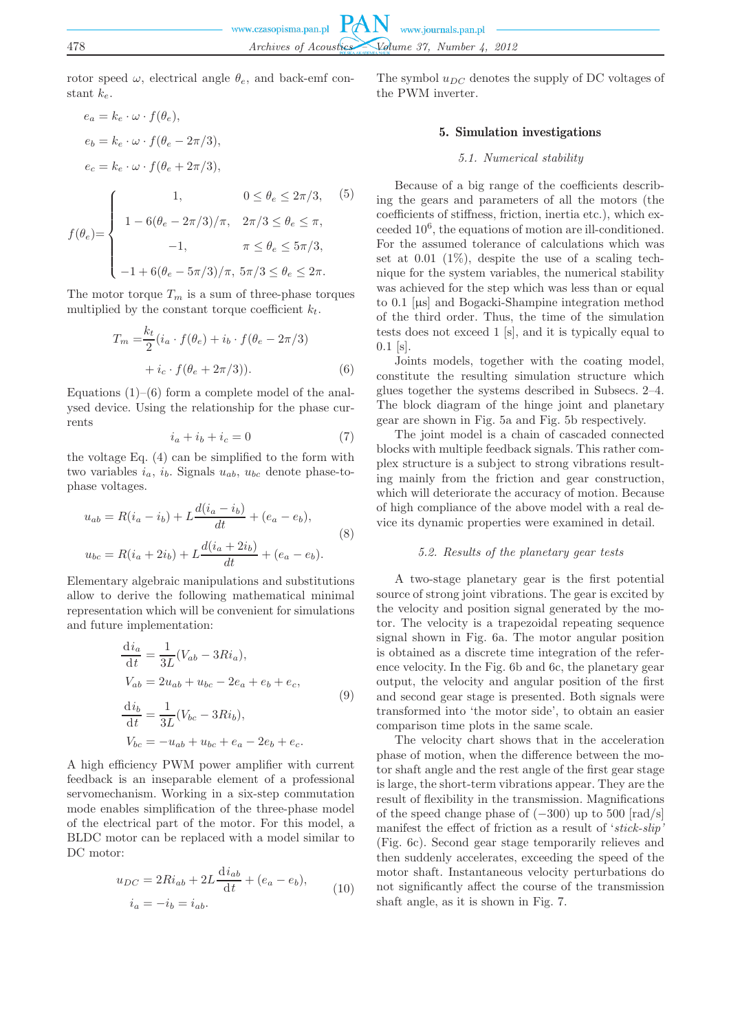rotor speed $\omega$, electrical angle $\theta_e$, and back-emf constant $k_e$.

$$e_a = k_e \cdot \omega \cdot f(\theta_e),$$
$$e_b = k_e \cdot \omega \cdot f(\theta_e - 2\pi/3),$$
$$e_c = k_e \cdot \omega \cdot f(\theta_e + 2\pi/3),$$
$$f(\theta_e) = \begin{cases} 1, & 0 \le \theta_e \le 2\pi/3, \\ 1 - 6(\theta_e - 2\pi/3)/\pi, & 2\pi/3 \le \theta_e \le \pi, \\ -1, & \pi \le \theta_e \le 5\pi/3, \\ -1 + 6(\theta_e - 5\pi/3)/\pi, & 5\pi/3 \le \theta_e \le 2\pi. \end{cases} \tag{5}$$

The motor torque $T_m$ is a sum of three-phase torques multiplied by the constant torque coefficient $k_t$.

$$T_m = \frac{k_t}{2}(i_a \cdot f(\theta_e) + i_b \cdot f(\theta_e - 2\pi/3) + i_c \cdot f(\theta_e + 2\pi/3)). \tag{6}$$

Equations (1)–(6) form a complete model of the analysed device. Using the relationship for the phase currents

$$i_a + i_b + i_c = 0 \tag{7}$$

the voltage Eq. (4) can be simplified to the form with two variables $i_a$, $i_b$. Signals $u_{ab}$, $u_{bc}$ denote phase-to-phase voltages.

$$\begin{aligned} u_{ab} &= R(i_a - i_b) + L\frac{d(i_a - i_b)}{dt} + (e_a - e_b), \\ u_{bc} &= R(i_a + 2i_b) + L\frac{d(i_a + 2i_b)}{dt} + (e_a - e_b). \end{aligned} \tag{8}$$

Elementary algebraic manipulations and substitutions allow to derive the following mathematical minimal representation which will be convenient for simulations and future implementation:

$$\begin{aligned} \frac{\mathrm{d}i_a}{\mathrm{d}t} &= \frac{1}{3L}(V_{ab} - 3Ri_a), \\ V_{ab} &= 2u_{ab} + u_{bc} - 2e_a + e_b + e_c, \\ \frac{\mathrm{d}i_b}{\mathrm{d}t} &= \frac{1}{3L}(V_{bc} - 3Ri_b), \\ V_{bc} &= -u_{ab} + u_{bc} + e_a - 2e_b + e_c. \end{aligned} \tag{9}$$

A high efficiency PWM power amplifier with current feedback is an inseparable element of a professional servomechanism. Working in a six-step commutation mode enables simplification of the three-phase model of the electrical part of the motor. For this model, a BLDC motor can be replaced with a model similar to DC motor:

$$\begin{aligned} u_{DC} &= 2Ri_{ab} + 2L\frac{\mathrm{d}i_{ab}}{\mathrm{d}t} + (e_a - e_b), \\ i_a &= -i_b = i_{ab}. \end{aligned} \tag{10}$$

The symbol $u_{DC}$ denotes the supply of DC voltages of the PWM inverter.

## 5. Simulation investigations

### *5.1. Numerical stability*

Because of a big range of the coefficients describing the gears and parameters of all the motors (the coefficients of stiffness, friction, inertia etc.), which exceeded $10^6$, the equations of motion are ill-conditioned. For the assumed tolerance of calculations which was set at 0.01 (1%), despite the use of a scaling technique for the system variables, the numerical stability was achieved for the step which was less than or equal to 0.1 [μs] and Bogacki-Shampine integration method of the third order. Thus, the time of the simulation tests does not exceed 1 [s], and it is typically equal to 0.1 [s].

Joints models, together with the coating model, constitute the resulting simulation structure which glues together the systems described in Subsecs. 2–4. The block diagram of the hinge joint and planetary gear are shown in Fig. 5a and Fig. 5b respectively.

The joint model is a chain of cascaded connected blocks with multiple feedback signals. This rather complex structure is a subject to strong vibrations resulting mainly from the friction and gear construction, which will deteriorate the accuracy of motion. Because of high compliance of the above model with a real device its dynamic properties were examined in detail.

### *5.2. Results of the planetary gear tests*

A two-stage planetary gear is the first potential source of strong joint vibrations. The gear is excited by the velocity and position signal generated by the motor. The velocity is a trapezoidal repeating sequence signal shown in Fig. 6a. The motor angular position is obtained as a discrete time integration of the reference velocity. In the Fig. 6b and 6c, the planetary gear output, the velocity and angular position of the first and second gear stage is presented. Both signals were transformed into 'the motor side', to obtain an easier comparison time plots in the same scale.

The velocity chart shows that in the acceleration phase of motion, when the difference between the motor shaft angle and the rest angle of the first gear stage is large, the short-term vibrations appear. They are the result of flexibility in the transmission. Magnifications of the speed change phase of (−300) up to 500 [rad/s] manifest the effect of friction as a result of '*stick-slip*' (Fig. 6c). Second gear stage temporarily relieves and then suddenly accelerates, exceeding the speed of the motor shaft. Instantaneous velocity perturbations do not significantly affect the course of the transmission shaft angle, as it is shown in Fig. 7.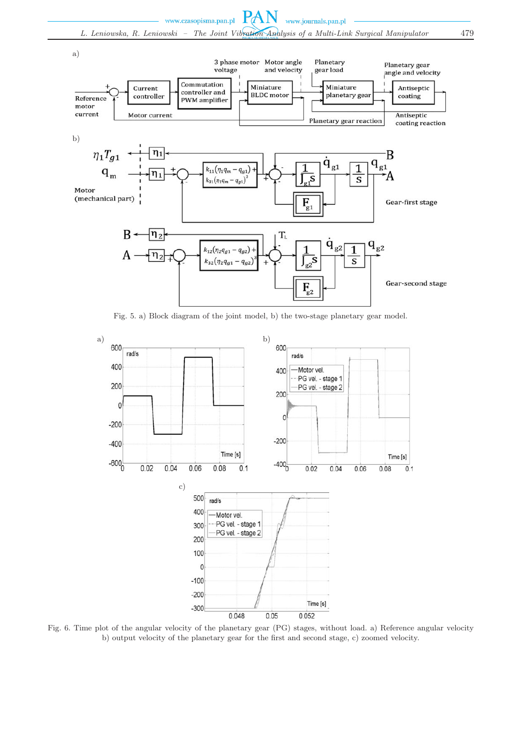Fig. 5. a) Block diagram of the joint model, b) the two-stage planetary gear model.

Fig. 6. Time plot of the angular velocity of the planetary gear (PG) stages, without load. a) Reference angular velocity b) output velocity of the planetary gear for the first and second stage, c) zoomed velocity.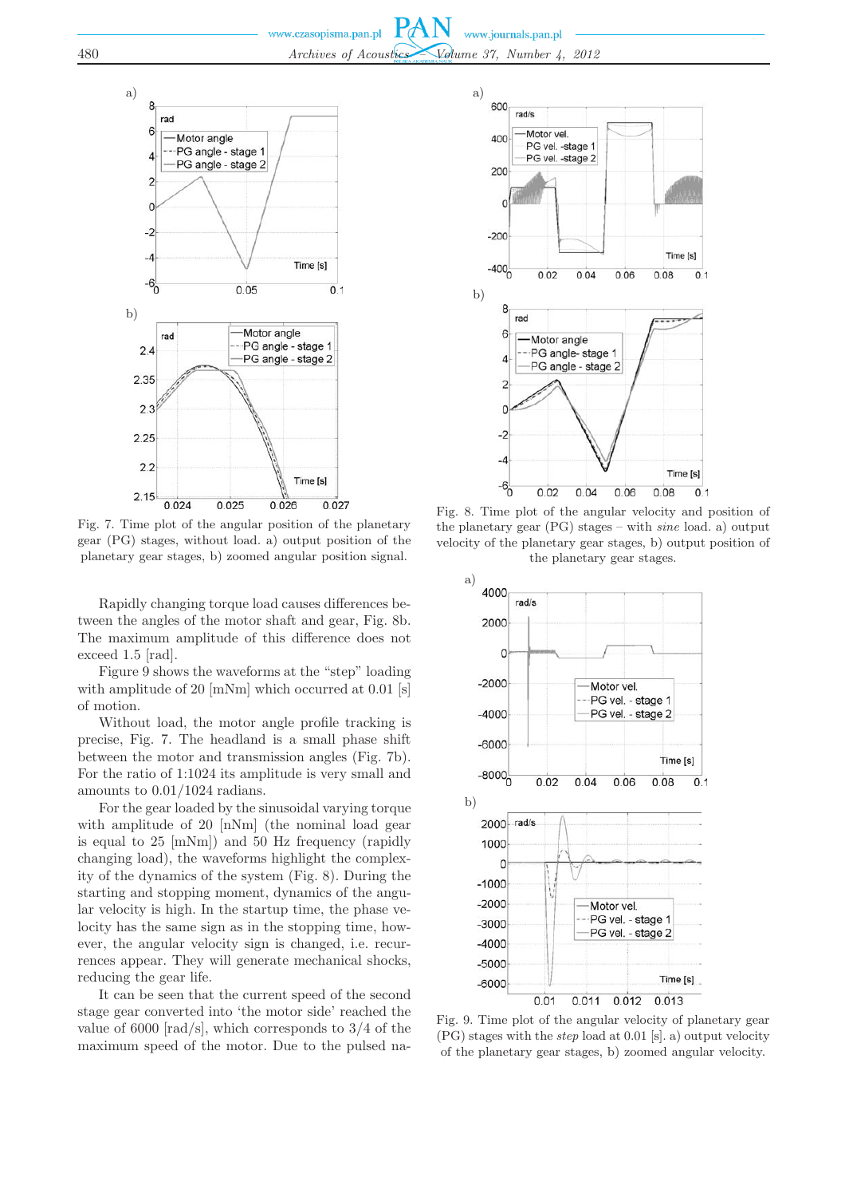Fig. 7. Time plot of the angular position of the planetary gear (PG) stages, without load. a) output position of the planetary gear stages, b) zoomed angular position signal.

Rapidly changing torque load causes differences between the angles of the motor shaft and gear, Fig. 8b. The maximum amplitude of this difference does not exceed 1.5 [rad].

Figure 9 shows the waveforms at the "step" loading with amplitude of 20 [mNm] which occurred at 0.01 [s] of motion.

Without load, the motor angle profile tracking is precise, Fig. 7. The headland is a small phase shift between the motor and transmission angles (Fig. 7b). For the ratio of 1:1024 its amplitude is very small and amounts to 0.01/1024 radians.

For the gear loaded by the sinusoidal varying torque with amplitude of 20 [nNm] (the nominal load gear is equal to 25 [mNm]) and 50 Hz frequency (rapidly changing load), the waveforms highlight the complexity of the dynamics of the system (Fig. 8). During the starting and stopping moment, dynamics of the angular velocity is high. In the startup time, the phase velocity has the same sign as in the stopping time, however, the angular velocity sign is changed, i.e. recurrences appear. They will generate mechanical shocks, reducing the gear life.

It can be seen that the current speed of the second stage gear converted into 'the motor side' reached the value of 6000 [rad/s], which corresponds to 3/4 of the maximum speed of the motor. Due to the pulsed na-

Fig. 8. Time plot of the angular velocity and position of the planetary gear (PG) stages – with *sine* load. a) output velocity of the planetary gear stages, b) output position of the planetary gear stages.

Fig. 9. Time plot of the angular velocity of planetary gear (PG) stages with the *step* load at 0.01 [s]. a) output velocity of the planetary gear stages, b) zoomed angular velocity.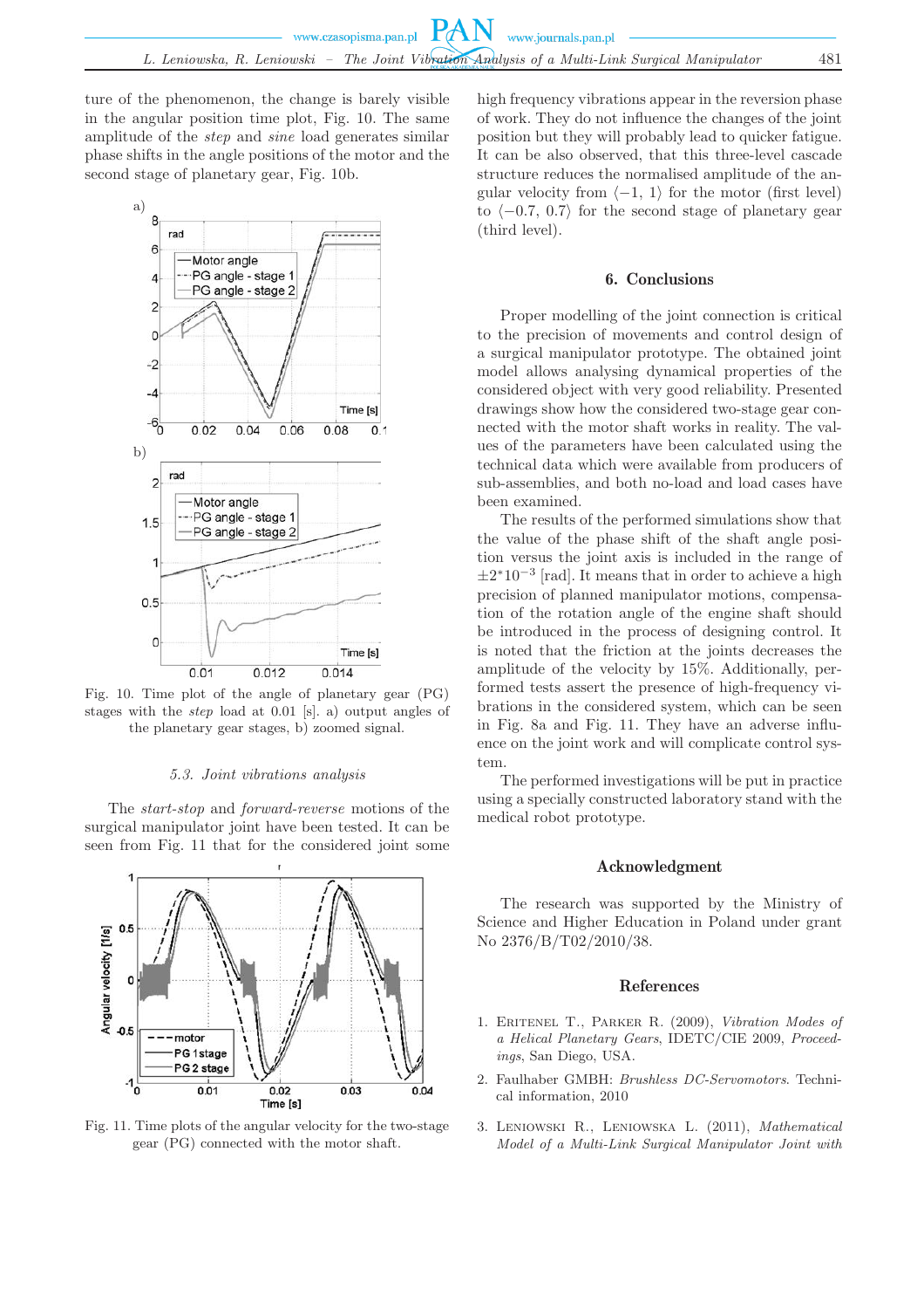ture of the phenomenon, the change is barely visible in the angular position time plot, Fig. 10. The same amplitude of the *step* and *sine* load generates similar phase shifts in the angle positions of the motor and the second stage of planetary gear, Fig. 10b.

Fig. 10. Time plot of the angle of planetary gear (PG) stages with the *step* load at 0.01 [s]. a) output angles of the planetary gear stages, b) zoomed signal.

### 5.3. Joint vibrations analysis

The *start-stop* and *forward-reverse* motions of the surgical manipulator joint have been tested. It can be seen from Fig. 11 that for the considered joint some high frequency vibrations appear in the reversion phase of work. They do not influence the changes of the joint position but they will probably lead to quicker fatigue. It can be also observed, that this three-level cascade structure reduces the normalised amplitude of the angular velocity from ⟨−1, 1⟩ for the motor (first level) to ⟨−0.7, 0.7⟩ for the second stage of planetary gear (third level).

Fig. 11. Time plots of the angular velocity for the two-stage gear (PG) connected with the motor shaft.

## 6. Conclusions

Proper modelling of the joint connection is critical to the precision of movements and control design of a surgical manipulator prototype. The obtained joint model allows analysing dynamical properties of the considered object with very good reliability. Presented drawings show how the considered two-stage gear connected with the motor shaft works in reality. The values of the parameters have been calculated using the technical data which were available from producers of sub-assemblies, and both no-load and load cases have been examined.

The results of the performed simulations show that the value of the phase shift of the shaft angle position versus the joint axis is included in the range of $\pm 2^{*}10^{-3}$ [rad]. It means that in order to achieve a high precision of planned manipulator motions, compensation of the rotation angle of the engine shaft should be introduced in the process of designing control. It is noted that the friction at the joints decreases the amplitude of the velocity by 15%. Additionally, performed tests assert the presence of high-frequency vibrations in the considered system, which can be seen in Fig. 8a and Fig. 11. They have an adverse influence on the joint work and will complicate control system.

The performed investigations will be put in practice using a specially constructed laboratory stand with the medical robot prototype.

## Acknowledgment

The research was supported by the Ministry of Science and Higher Education in Poland under grant No 2376/B/T02/2010/38.

## References

1. Eritenel T., Parker R. (2009), *Vibration Modes of a Helical Planetary Gears*, IDETC/CIE 2009, *Proceedings*, San Diego, USA.
2. Faulhaber GMBH: *Brushless DC-Servomotors*. Technical information, 2010
3. Leniowski R., Leniowska L. (2011), *Mathematical Model of a Multi-Link Surgical Manipulator Joint with*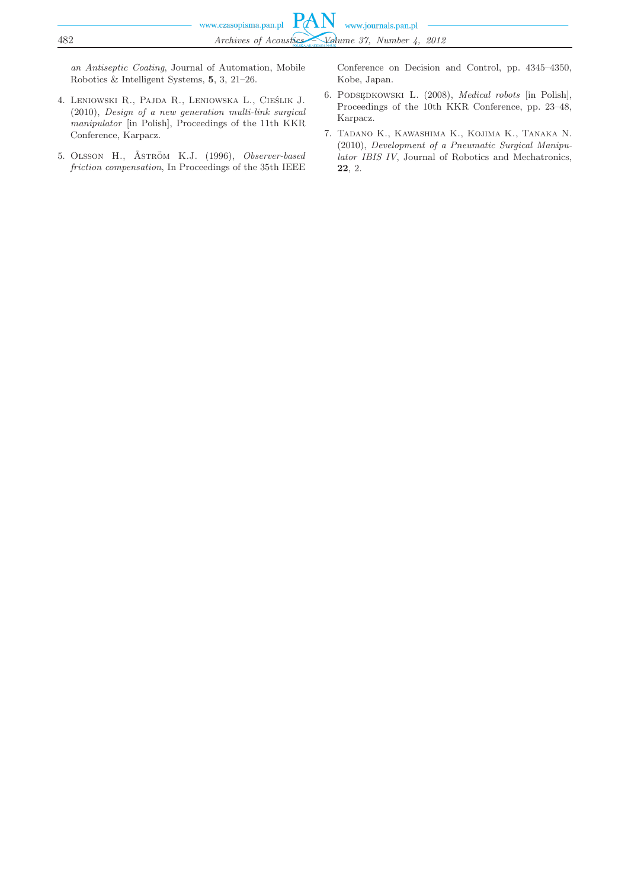*an Antiseptic Coating*, Journal of Automation, Mobile Robotics & Intelligent Systems, **5**, 3, 21–26.

4. Leniowski R., Pajda R., Leniowska L., Cieślik J. (2010), *Design of a new generation multi-link surgical manipulator* [in Polish], Proceedings of the 11th KKR Conference, Karpacz.

5. Olsson H., Åström K.J. (1996), *Observer-based friction compensation*, In Proceedings of the 35th IEEE Conference on Decision and Control, pp. 4345–4350, Kobe, Japan.

6. Podsędkowski L. (2008), *Medical robots* [in Polish], Proceedings of the 10th KKR Conference, pp. 23–48, Karpacz.

7. Tadano K., Kawashima K., Kojima K., Tanaka N. (2010), *Development of a Pneumatic Surgical Manipulator IBIS IV*, Journal of Robotics and Mechatronics, **22**, 2.